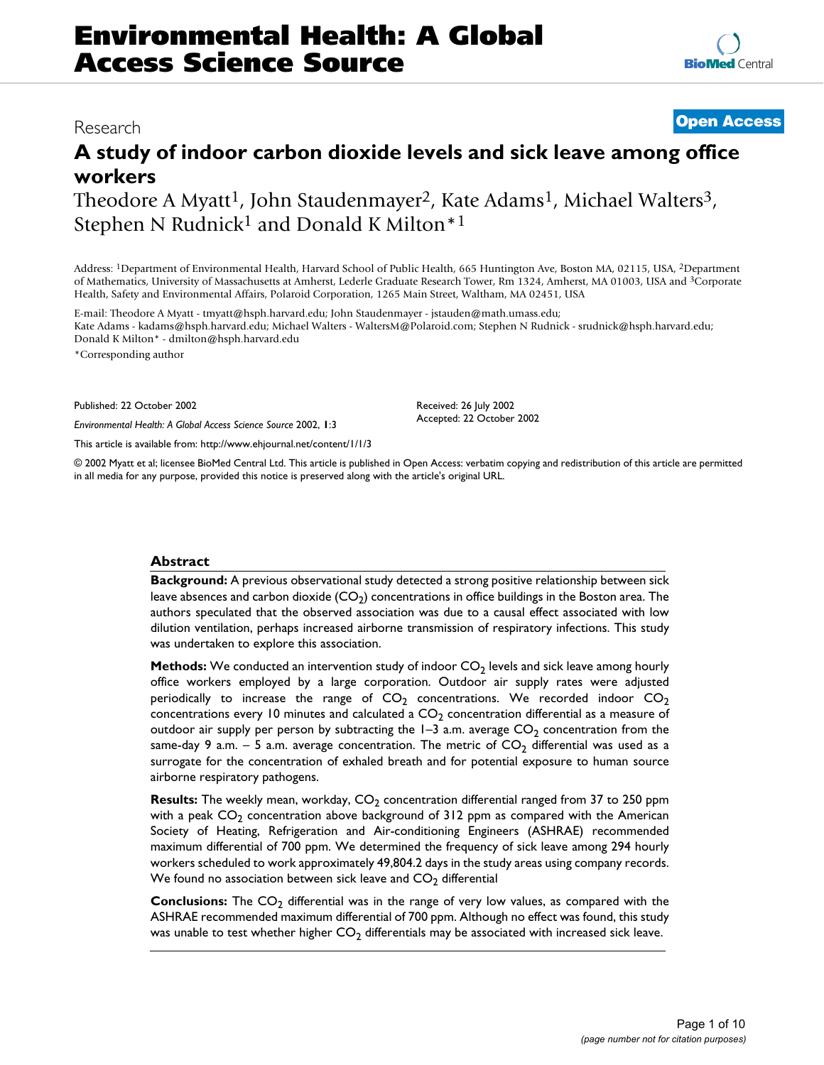# Environmental Health: A Global Access Science Source

Research

**Open Access**

## A study of indoor carbon dioxide levels and sick leave among office workers

Theodore A Myatt[1], John Staudenmayer[2], Kate Adams[1], Michael Walters[3], Stephen N Rudnick[1] and Donald K Milton*[1]

Address: [1]Department of Environmental Health, Harvard School of Public Health, 665 Huntington Ave, Boston MA, 02115, USA, [2]Department of Mathematics, University of Massachusetts at Amherst, Lederle Graduate Research Tower, Rm 1324, Amherst, MA 01003, USA and [3]Corporate Health, Safety and Environmental Affairs, Polaroid Corporation, 1265 Main Street, Waltham, MA 02451, USA

E-mail: Theodore A Myatt - tmyatt@hsph.harvard.edu; John Staudenmayer - jstauden@math.umass.edu; Kate Adams - kadams@hsph.harvard.edu; Michael Walters - WaltersM@Polaroid.com; Stephen N Rudnick - srudnick@hsph.harvard.edu; Donald K Milton* - dmilton@hsph.harvard.edu

*Corresponding author

Published: 22 October 2002

*Environmental Health: A Global Access Science Source* 2002, **1**:3

This article is available from: http://www.ehjournal.net/content/1/1/3

Received: 26 July 2002
Accepted: 22 October 2002

© 2002 Myatt et al; licensee BioMed Central Ltd. This article is published in Open Access: verbatim copying and redistribution of this article are permitted in all media for any purpose, provided this notice is preserved along with the article's original URL.

### Abstract

**Background:** A previous observational study detected a strong positive relationship between sick leave absences and carbon dioxide ($CO_2$) concentrations in office buildings in the Boston area. The authors speculated that the observed association was due to a causal effect associated with low dilution ventilation, perhaps increased airborne transmission of respiratory infections. This study was undertaken to explore this association.

**Methods:** We conducted an intervention study of indoor $CO_2$ levels and sick leave among hourly office workers employed by a large corporation. Outdoor air supply rates were adjusted periodically to increase the range of $CO_2$ concentrations. We recorded indoor $CO_2$ concentrations every 10 minutes and calculated a $CO_2$ concentration differential as a measure of outdoor air supply per person by subtracting the 1–3 a.m. average $CO_2$ concentration from the same-day 9 a.m. – 5 a.m. average concentration. The metric of $CO_2$ differential was used as a surrogate for the concentration of exhaled breath and for potential exposure to human source airborne respiratory pathogens.

**Results:** The weekly mean, workday, $CO_2$ concentration differential ranged from 37 to 250 ppm with a peak $CO_2$ concentration above background of 312 ppm as compared with the American Society of Heating, Refrigeration and Air-conditioning Engineers (ASHRAE) recommended maximum differential of 700 ppm. We determined the frequency of sick leave among 294 hourly workers scheduled to work approximately 49,804.2 days in the study areas using company records. We found no association between sick leave and $CO_2$ differential

**Conclusions:** The $CO_2$ differential was in the range of very low values, as compared with the ASHRAE recommended maximum differential of 700 ppm. Although no effect was found, this study was unable to test whether higher $CO_2$ differentials may be associated with increased sick leave.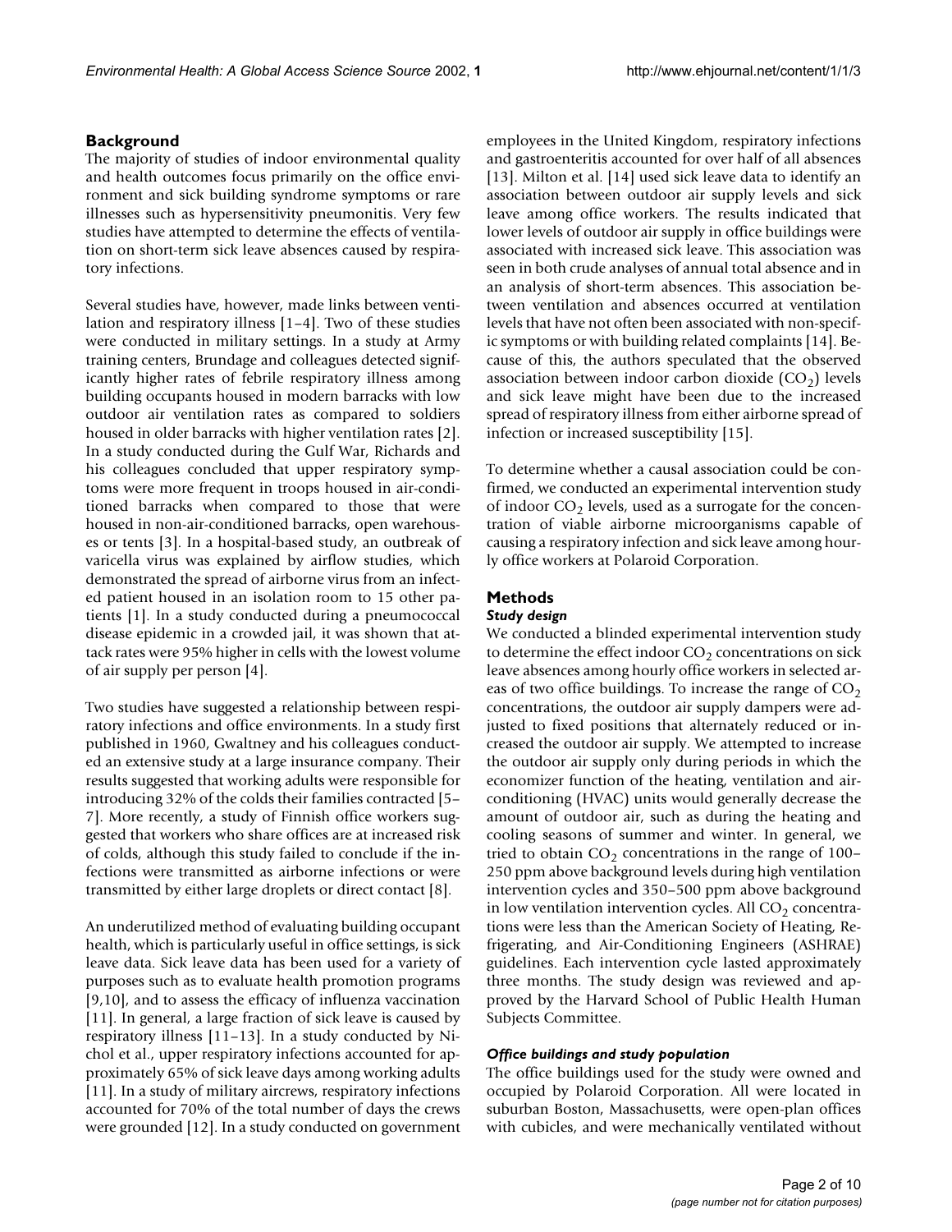## Background

The majority of studies of indoor environmental quality and health outcomes focus primarily on the office environment and sick building syndrome symptoms or rare illnesses such as hypersensitivity pneumonitis. Very few studies have attempted to determine the effects of ventilation on short-term sick leave absences caused by respiratory infections.

Several studies have, however, made links between ventilation and respiratory illness [1–4]. Two of these studies were conducted in military settings. In a study at Army training centers, Brundage and colleagues detected significantly higher rates of febrile respiratory illness among building occupants housed in modern barracks with low outdoor air ventilation rates as compared to soldiers housed in older barracks with higher ventilation rates [2]. In a study conducted during the Gulf War, Richards and his colleagues concluded that upper respiratory symptoms were more frequent in troops housed in air-conditioned barracks when compared to those that were housed in non-air-conditioned barracks, open warehouses or tents [3]. In a hospital-based study, an outbreak of varicella virus was explained by airflow studies, which demonstrated the spread of airborne virus from an infected patient housed in an isolation room to 15 other patients [1]. In a study conducted during a pneumococcal disease epidemic in a crowded jail, it was shown that attack rates were 95% higher in cells with the lowest volume of air supply per person [4].

Two studies have suggested a relationship between respiratory infections and office environments. In a study first published in 1960, Gwaltney and his colleagues conducted an extensive study at a large insurance company. Their results suggested that working adults were responsible for introducing 32% of the colds their families contracted [5–7]. More recently, a study of Finnish office workers suggested that workers who share offices are at increased risk of colds, although this study failed to conclude if the infections were transmitted as airborne infections or were transmitted by either large droplets or direct contact [8].

An underutilized method of evaluating building occupant health, which is particularly useful in office settings, is sick leave data. Sick leave data has been used for a variety of purposes such as to evaluate health promotion programs [9,10], and to assess the efficacy of influenza vaccination [11]. In general, a large fraction of sick leave is caused by respiratory illness [11–13]. In a study conducted by Nichol et al., upper respiratory infections accounted for approximately 65% of sick leave days among working adults [11]. In a study of military aircrews, respiratory infections accounted for 70% of the total number of days the crews were grounded [12]. In a study conducted on government employees in the United Kingdom, respiratory infections and gastroenteritis accounted for over half of all absences [13]. Milton et al. [14] used sick leave data to identify an association between outdoor air supply levels and sick leave among office workers. The results indicated that lower levels of outdoor air supply in office buildings were associated with increased sick leave. This association was seen in both crude analyses of annual total absence and in an analysis of short-term absences. This association between ventilation and absences occurred at ventilation levels that have not often been associated with non-specific symptoms or with building related complaints [14]. Because of this, the authors speculated that the observed association between indoor carbon dioxide ($CO_2$) levels and sick leave might have been due to the increased spread of respiratory illness from either airborne spread of infection or increased susceptibility [15].

To determine whether a causal association could be confirmed, we conducted an experimental intervention study of indoor $CO_2$ levels, used as a surrogate for the concentration of viable airborne microorganisms capable of causing a respiratory infection and sick leave among hourly office workers at Polaroid Corporation.

## Methods

### *Study design*

We conducted a blinded experimental intervention study to determine the effect indoor $CO_2$ concentrations on sick leave absences among hourly office workers in selected areas of two office buildings. To increase the range of $CO_2$ concentrations, the outdoor air supply dampers were adjusted to fixed positions that alternately reduced or increased the outdoor air supply. We attempted to increase the outdoor air supply only during periods in which the economizer function of the heating, ventilation and air-conditioning (HVAC) units would generally decrease the amount of outdoor air, such as during the heating and cooling seasons of summer and winter. In general, we tried to obtain $CO_2$ concentrations in the range of 100–250 ppm above background levels during high ventilation intervention cycles and 350–500 ppm above background in low ventilation intervention cycles. All $CO_2$ concentrations were less than the American Society of Heating, Refrigerating, and Air-Conditioning Engineers (ASHRAE) guidelines. Each intervention cycle lasted approximately three months. The study design was reviewed and approved by the Harvard School of Public Health Human Subjects Committee.

### *Office buildings and study population*

The office buildings used for the study were owned and occupied by Polaroid Corporation. All were located in suburban Boston, Massachusetts, were open-plan offices with cubicles, and were mechanically ventilated without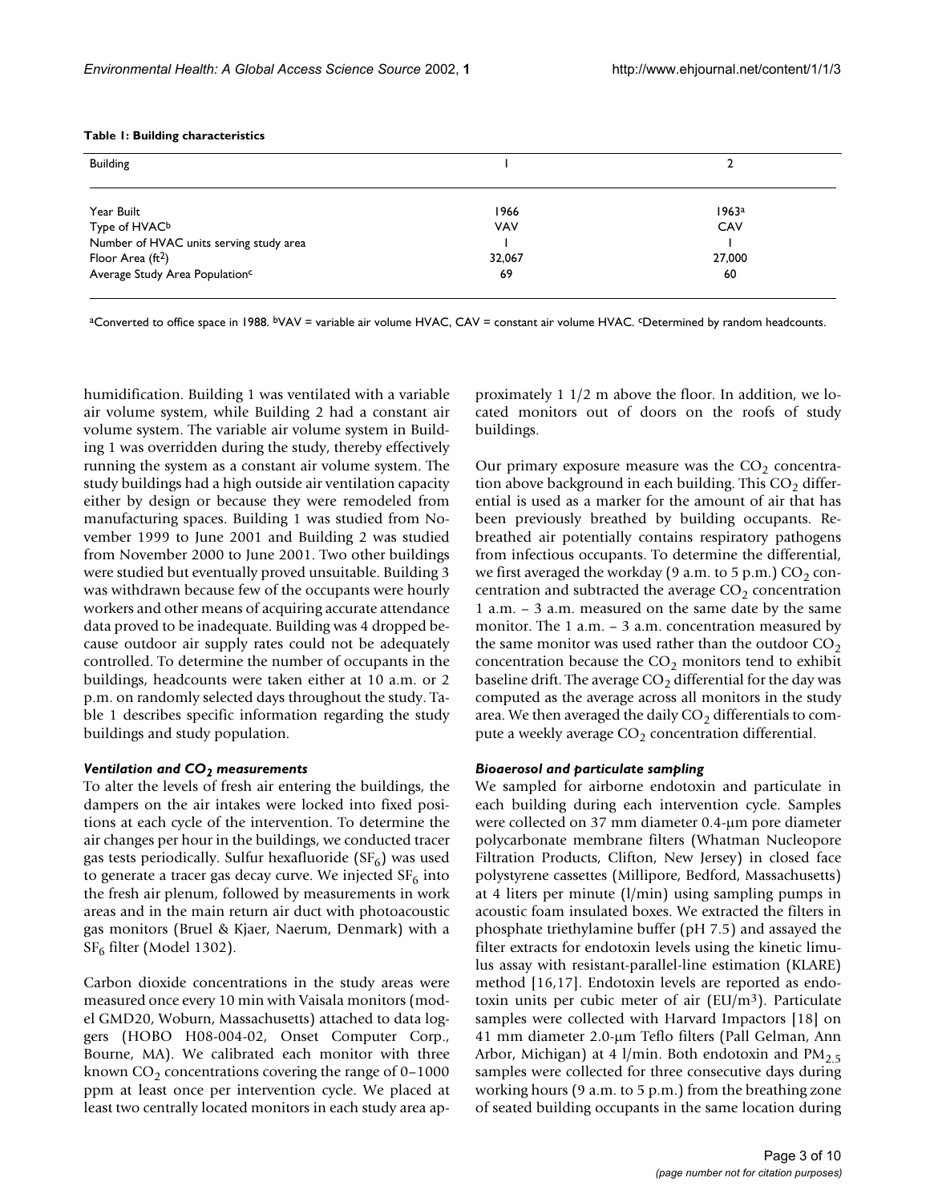**Table 1: Building characteristics**

| Building | 1 | 2 |
|---|---|---|
| Year Built | 1966 | 1963[a] |
| Type of HVAC[b] | VAV | CAV |
| Number of HVAC units serving study area | 1 | 1 |
| Floor Area (ft$^2$) | 32,067 | 27,000 |
| Average Study Area Population[c] | 69 | 60 |

[a]Converted to office space in 1988. [b]VAV = variable air volume HVAC, CAV = constant air volume HVAC. [c]Determined by random headcounts.

humidification. Building 1 was ventilated with a variable air volume system, while Building 2 had a constant air volume system. The variable air volume system in Building 1 was overridden during the study, thereby effectively running the system as a constant air volume system. The study buildings had a high outside air ventilation capacity either by design or because they were remodeled from manufacturing spaces. Building 1 was studied from November 1999 to June 2001 and Building 2 was studied from November 2000 to June 2001. Two other buildings were studied but eventually proved unsuitable. Building 3 was withdrawn because few of the occupants were hourly workers and other means of acquiring accurate attendance data proved to be inadequate. Building was 4 dropped because outdoor air supply rates could not be adequately controlled. To determine the number of occupants in the buildings, headcounts were taken either at 10 a.m. or 2 p.m. on randomly selected days throughout the study. Table 1 describes specific information regarding the study buildings and study population.

### *Ventilation and $CO_2$ measurements*

To alter the levels of fresh air entering the buildings, the dampers on the air intakes were locked into fixed positions at each cycle of the intervention. To determine the air changes per hour in the buildings, we conducted tracer gas tests periodically. Sulfur hexafluoride ($SF_6$) was used to generate a tracer gas decay curve. We injected $SF_6$ into the fresh air plenum, followed by measurements in work areas and in the main return air duct with photoacoustic gas monitors (Bruel & Kjaer, Naerum, Denmark) with a $SF_6$ filter (Model 1302).

Carbon dioxide concentrations in the study areas were measured once every 10 min with Vaisala monitors (model GMD20, Woburn, Massachusetts) attached to data loggers (HOBO H08-004-02, Onset Computer Corp., Bourne, MA). We calibrated each monitor with three known $CO_2$ concentrations covering the range of 0–1000 ppm at least once per intervention cycle. We placed at least two centrally located monitors in each study area approximately 1 1/2 m above the floor. In addition, we located monitors out of doors on the roofs of study buildings.

Our primary exposure measure was the $CO_2$ concentration above background in each building. This $CO_2$ differential is used as a marker for the amount of air that has been previously breathed by building occupants. Rebreathed air potentially contains respiratory pathogens from infectious occupants. To determine the differential, we first averaged the workday (9 a.m. to 5 p.m.) $CO_2$ concentration and subtracted the average $CO_2$ concentration 1 a.m. – 3 a.m. measured on the same date by the same monitor. The 1 a.m. – 3 a.m. concentration measured by the same monitor was used rather than the outdoor $CO_2$ concentration because the $CO_2$ monitors tend to exhibit baseline drift. The average $CO_2$ differential for the day was computed as the average across all monitors in the study area. We then averaged the daily $CO_2$ differentials to compute a weekly average $CO_2$ concentration differential.

### *Bioaerosol and particulate sampling*

We sampled for airborne endotoxin and particulate in each building during each intervention cycle. Samples were collected on 37 mm diameter 0.4-μm pore diameter polycarbonate membrane filters (Whatman Nucleopore Filtration Products, Clifton, New Jersey) in closed face polystyrene cassettes (Millipore, Bedford, Massachusetts) at 4 liters per minute (l/min) using sampling pumps in acoustic foam insulated boxes. We extracted the filters in phosphate triethylamine buffer (pH 7.5) and assayed the filter extracts for endotoxin levels using the kinetic limulus assay with resistant-parallel-line estimation (KLARE) method [16,17]. Endotoxin levels are reported as endotoxin units per cubic meter of air (EU/m$^3$). Particulate samples were collected with Harvard Impactors [18] on 41 mm diameter 2.0-μm Teflo filters (Pall Gelman, Ann Arbor, Michigan) at 4 l/min. Both endotoxin and $PM_{2.5}$ samples were collected for three consecutive days during working hours (9 a.m. to 5 p.m.) from the breathing zone of seated building occupants in the same location during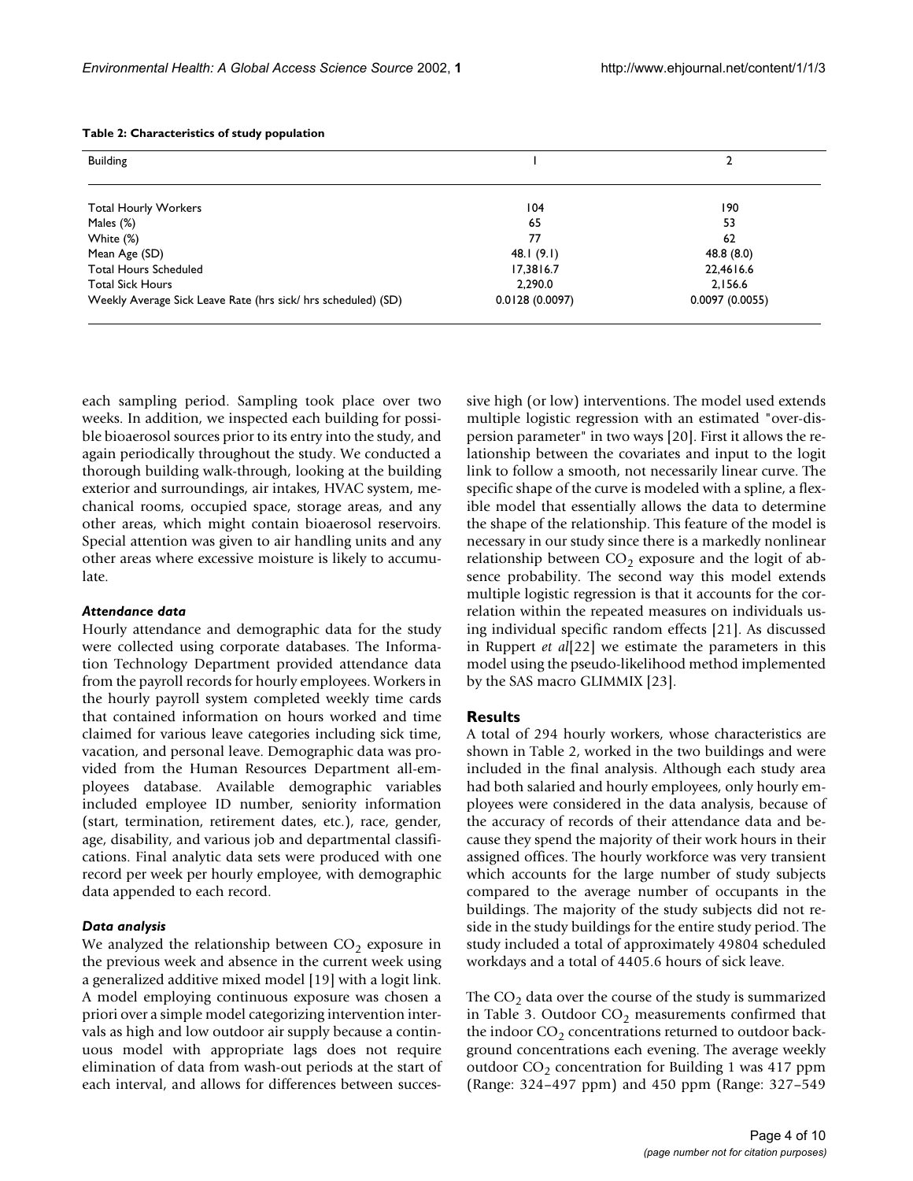**Table 2: Characteristics of study population**

| Building | 1 | 2 |
|---|---|---|
| Total Hourly Workers | 104 | 190 |
| Males (%) | 65 | 53 |
| White (%) | 77 | 62 |
| Mean Age (SD) | 48.1 (9.1) | 48.8 (8.0) |
| Total Hours Scheduled | 17,3816.7 | 22,4616.6 |
| Total Sick Hours | 2,290.0 | 2,156.6 |
| Weekly Average Sick Leave Rate (hrs sick/ hrs scheduled) (SD) | 0.0128 (0.0097) | 0.0097 (0.0055) |

each sampling period. Sampling took place over two weeks. In addition, we inspected each building for possible bioaerosol sources prior to its entry into the study, and again periodically throughout the study. We conducted a thorough building walk-through, looking at the building exterior and surroundings, air intakes, HVAC system, mechanical rooms, occupied space, storage areas, and any other areas, which might contain bioaerosol reservoirs. Special attention was given to air handling units and any other areas where excessive moisture is likely to accumulate.

### *Attendance data*

Hourly attendance and demographic data for the study were collected using corporate databases. The Information Technology Department provided attendance data from the payroll records for hourly employees. Workers in the hourly payroll system completed weekly time cards that contained information on hours worked and time claimed for various leave categories including sick time, vacation, and personal leave. Demographic data was provided from the Human Resources Department all-employees database. Available demographic variables included employee ID number, seniority information (start, termination, retirement dates, etc.), race, gender, age, disability, and various job and departmental classifications. Final analytic data sets were produced with one record per week per hourly employee, with demographic data appended to each record.

### *Data analysis*

We analyzed the relationship between $CO_2$ exposure in the previous week and absence in the current week using a generalized additive mixed model [19] with a logit link. A model employing continuous exposure was chosen a priori over a simple model categorizing intervention intervals as high and low outdoor air supply because a continuous model with appropriate lags does not require elimination of data from wash-out periods at the start of each interval, and allows for differences between successive high (or low) interventions. The model used extends multiple logistic regression with an estimated "over-dispersion parameter" in two ways [20]. First it allows the relationship between the covariates and input to the logit link to follow a smooth, not necessarily linear curve. The specific shape of the curve is modeled with a spline, a flexible model that essentially allows the data to determine the shape of the relationship. This feature of the model is necessary in our study since there is a markedly nonlinear relationship between $CO_2$ exposure and the logit of absence probability. The second way this model extends multiple logistic regression is that it accounts for the correlation within the repeated measures on individuals using individual specific random effects [21]. As discussed in Ruppert *et al*[22] we estimate the parameters in this model using the pseudo-likelihood method implemented by the SAS macro GLIMMIX [23].

## Results

A total of 294 hourly workers, whose characteristics are shown in Table 2, worked in the two buildings and were included in the final analysis. Although each study area had both salaried and hourly employees, only hourly employees were considered in the data analysis, because of the accuracy of records of their attendance data and because they spend the majority of their work hours in their assigned offices. The hourly workforce was very transient which accounts for the large number of study subjects compared to the average number of occupants in the buildings. The majority of the study subjects did not reside in the study buildings for the entire study period. The study included a total of approximately 49804 scheduled workdays and a total of 4405.6 hours of sick leave.

The $CO_2$ data over the course of the study is summarized in Table 3. Outdoor $CO_2$ measurements confirmed that the indoor $CO_2$ concentrations returned to outdoor background concentrations each evening. The average weekly outdoor $CO_2$ concentration for Building 1 was 417 ppm (Range: 324–497 ppm) and 450 ppm (Range: 327–549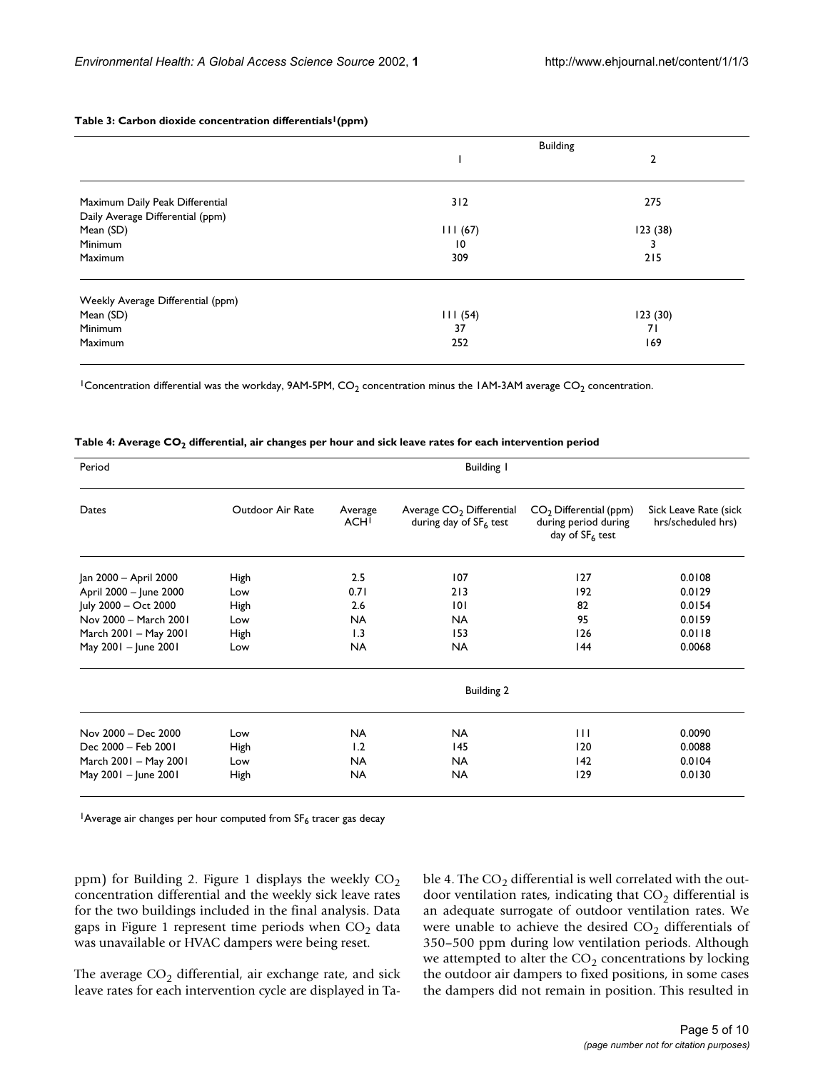**Table 3: Carbon dioxide concentration differentials[1] (ppm)**

| | Building | |
|---|---|---|
| | 1 | 2 |
| Maximum Daily Peak Differential | 312 | 275 |
| Daily Average Differential (ppm) | | |
| Mean (SD) | 111 (67) | 123 (38) |
| Minimum | 10 | 3 |
| Maximum | 309 | 215 |
| Weekly Average Differential (ppm) | | |
| Mean (SD) | 111 (54) | 123 (30) |
| Minimum | 37 | 71 |
| Maximum | 252 | 169 |

[1] Concentration differential was the workday, 9AM-5PM, $CO_2$ concentration minus the 1AM-3AM average $CO_2$ concentration.

**Table 4: Average $CO_2$ differential, air changes per hour and sick leave rates for each intervention period**

| Period | Building 1 | | | | |
|---|---|---|---|---|---|
| Dates | Outdoor Air Rate | Average ACH[1] | Average $CO_2$ Differential during day of $SF_6$ test | $CO_2$ Differential (ppm) during period during day of $SF_6$ test | Sick Leave Rate (sick hrs/scheduled hrs) |
| Jan 2000 – April 2000 | High | 2.5 | 107 | 127 | 0.0108 |
| April 2000 – June 2000 | Low | 0.71 | 213 | 192 | 0.0129 |
| July 2000 – Oct 2000 | High | 2.6 | 101 | 82 | 0.0154 |
| Nov 2000 – March 2001 | Low | NA | NA | 95 | 0.0159 |
| March 2001 – May 2001 | High | 1.3 | 153 | 126 | 0.0118 |
| May 2001 – June 2001 | Low | NA | NA | 144 | 0.0068 |
| | Building 2 | | | | |
| Nov 2000 – Dec 2000 | Low | NA | NA | 111 | 0.0090 |
| Dec 2000 – Feb 2001 | High | 1.2 | 145 | 120 | 0.0088 |
| March 2001 – May 2001 | Low | NA | NA | 142 | 0.0104 |
| May 2001 – June 2001 | High | NA | NA | 129 | 0.0130 |

[1] Average air changes per hour computed from $SF_6$ tracer gas decay

ppm) for Building 2. Figure 1 displays the weekly $CO_2$ concentration differential and the weekly sick leave rates for the two buildings included in the final analysis. Data gaps in Figure 1 represent time periods when $CO_2$ data was unavailable or HVAC dampers were being reset.

The average $CO_2$ differential, air exchange rate, and sick leave rates for each intervention cycle are displayed in Table 4. The $CO_2$ differential is well correlated with the outdoor ventilation rates, indicating that $CO_2$ differential is an adequate surrogate of outdoor ventilation rates. We were unable to achieve the desired $CO_2$ differentials of 350–500 ppm during low ventilation periods. Although we attempted to alter the $CO_2$ concentrations by locking the outdoor air dampers to fixed positions, in some cases the dampers did not remain in position. This resulted in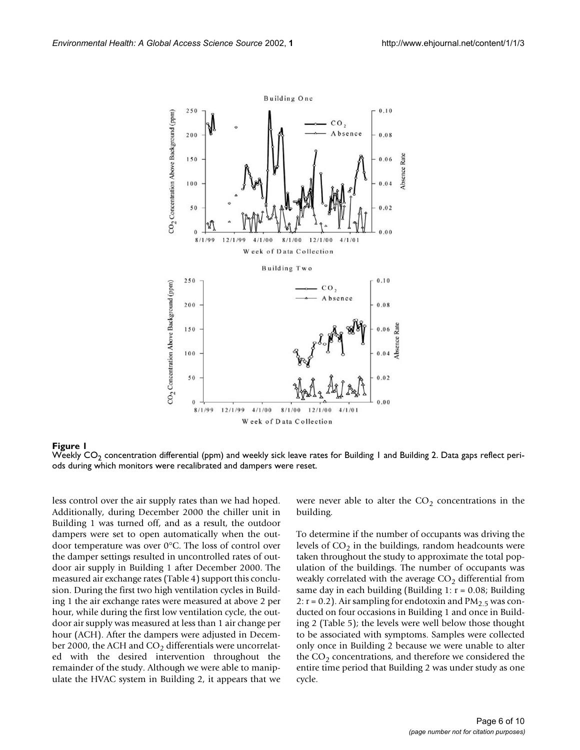**Figure 1**
Weekly $CO_2$ concentration differential (ppm) and weekly sick leave rates for Building 1 and Building 2. Data gaps reflect periods during which monitors were recalibrated and dampers were reset.

less control over the air supply rates than we had hoped. Additionally, during December 2000 the chiller unit in Building 1 was turned off, and as a result, the outdoor dampers were set to open automatically when the outdoor temperature was over 0°C. The loss of control over the damper settings resulted in uncontrolled rates of outdoor air supply in Building 1 after December 2000. The measured air exchange rates (Table 4) support this conclusion. During the first two high ventilation cycles in Building 1 the air exchange rates were measured at above 2 per hour, while during the first low ventilation cycle, the outdoor air supply was measured at less than 1 air change per hour (ACH). After the dampers were adjusted in December 2000, the ACH and $CO_2$ differentials were uncorrelated with the desired intervention throughout the remainder of the study. Although we were able to manipulate the HVAC system in Building 2, it appears that we were never able to alter the $CO_2$ concentrations in the building.

To determine if the number of occupants was driving the levels of $CO_2$ in the buildings, random headcounts were taken throughout the study to approximate the total population of the buildings. The number of occupants was weakly correlated with the average $CO_2$ differential from same day in each building (Building 1: $r = 0.08$; Building 2: $r = 0.2$). Air sampling for endotoxin and $PM_{2.5}$ was conducted on four occasions in Building 1 and once in Building 2 (Table 5); the levels were well below those thought to be associated with symptoms. Samples were collected only once in Building 2 because we were unable to alter the $CO_2$ concentrations, and therefore we considered the entire time period that Building 2 was under study as one cycle.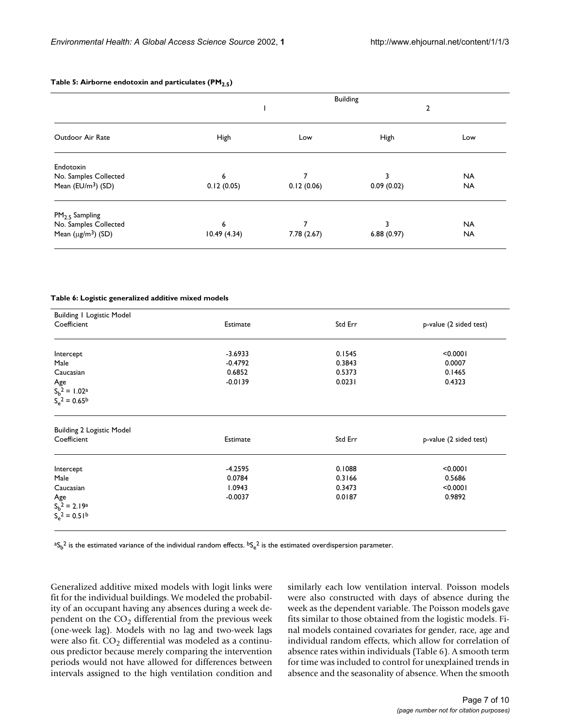**Table 5: Airborne endotoxin and particulates ($PM_{2.5}$)**

| | Building | | | |
|---|---|---|---|---|
| | 1 | | 2 | |
| Outdoor Air Rate | High | Low | High | Low |
| Endotoxin | | | | |
| No. Samples Collected | 6 | 7 | 3 | NA |
| Mean ($EU/m^3$) (SD) | 0.12 (0.05) | 0.12 (0.06) | 0.09 (0.02) | NA |
| $PM_{2.5}$ Sampling | | | | |
| No. Samples Collected | 6 | 7 | 3 | NA |
| Mean ($\mu g/m^3$) (SD) | 10.49 (4.34) | 7.78 (2.67) | 6.88 (0.97) | NA |

**Table 6: Logistic generalized additive mixed models**

| Building 1 Logistic Model Coefficient | Estimate | Std Err | p-value (2 sided test) |
|---|---|---|---|
| Intercept | -3.6933 | 0.1545 | <0.0001 |
| Male | -0.4792 | 0.3843 | 0.0007 |
| Caucasian | 0.6852 | 0.5373 | 0.1465 |
| Age | -0.0139 | 0.0231 | 0.4323 |
| $S_b^2 = 1.02$[a] | | | |
| $S_e^2 = 0.65$[b] | | | |
| **Building 2 Logistic Model Coefficient** | **Estimate** | **Std Err** | **p-value (2 sided test)** |
| Intercept | -4.2595 | 0.1088 | <0.0001 |
| Male | 0.0784 | 0.3166 | 0.5686 |
| Caucasian | 1.0943 | 0.3473 | <0.0001 |
| Age | -0.0037 | 0.0187 | 0.9892 |
| $S_b^2 = 2.19$[a] | | | |
| $S_e^2 = 0.51$[b] | | | |

[a] $S_b^2$ is the estimated variance of the individual random effects. [b] $S_e^2$ is the estimated overdispersion parameter.

Generalized additive mixed models with logit links were fit for the individual buildings. We modeled the probability of an occupant having any absences during a week dependent on the $CO_2$ differential from the previous week (one-week lag). Models with no lag and two-week lags were also fit. $CO_2$ differential was modeled as a continuous predictor because merely comparing the intervention periods would not have allowed for differences between intervals assigned to the high ventilation condition and similarly each low ventilation interval. Poisson models were also constructed with days of absence during the week as the dependent variable. The Poisson models gave fits similar to those obtained from the logistic models. Final models contained covariates for gender, race, age and individual random effects, which allow for correlation of absence rates within individuals (Table 6). A smooth term for time was included to control for unexplained trends in absence and the seasonality of absence. When the smooth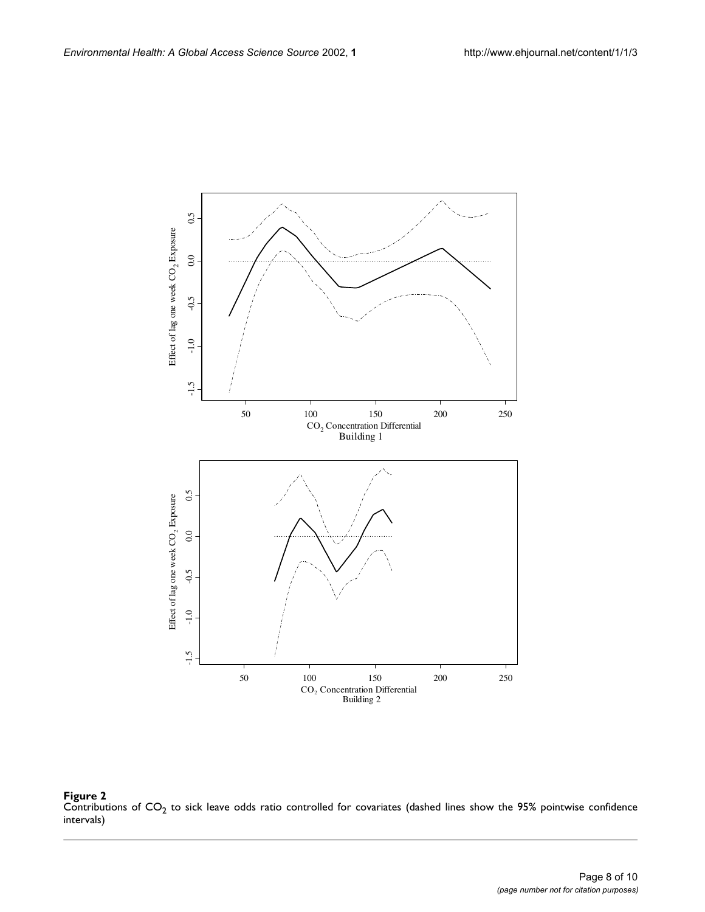**Figure 2**
Contributions of $CO_2$ to sick leave odds ratio controlled for covariates (dashed lines show the 95% pointwise confidence intervals)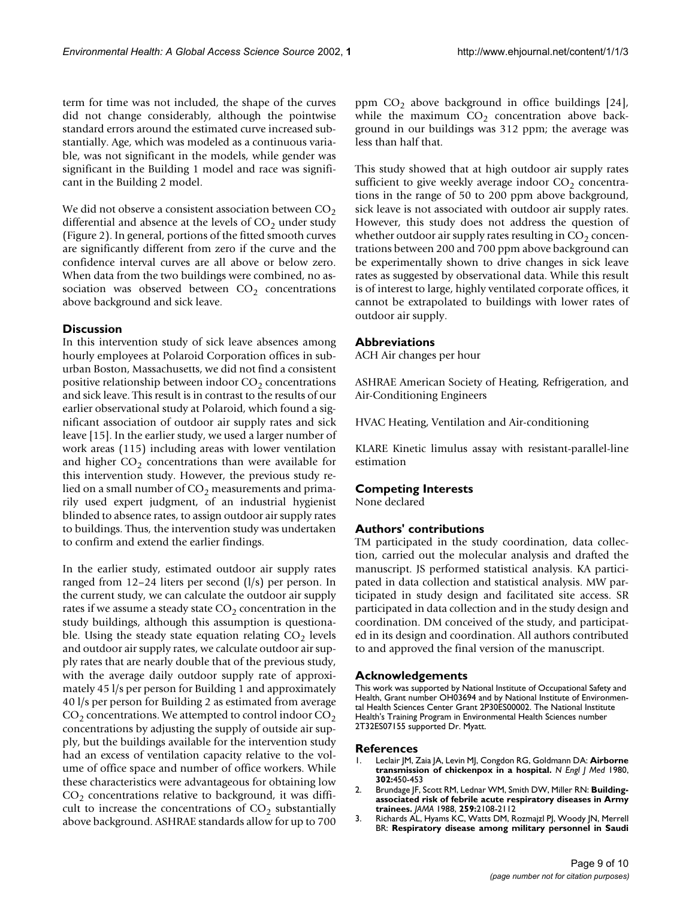term for time was not included, the shape of the curves did not change considerably, although the pointwise standard errors around the estimated curve increased substantially. Age, which was modeled as a continuous variable, was not significant in the models, while gender was significant in the Building 1 model and race was significant in the Building 2 model.

We did not observe a consistent association between $CO_2$ differential and absence at the levels of $CO_2$ under study (Figure 2). In general, portions of the fitted smooth curves are significantly different from zero if the curve and the confidence interval curves are all above or below zero. When data from the two buildings were combined, no association was observed between $CO_2$ concentrations above background and sick leave.

## Discussion

In this intervention study of sick leave absences among hourly employees at Polaroid Corporation offices in suburban Boston, Massachusetts, we did not find a consistent positive relationship between indoor $CO_2$ concentrations and sick leave. This result is in contrast to the results of our earlier observational study at Polaroid, which found a significant association of outdoor air supply rates and sick leave [15]. In the earlier study, we used a larger number of work areas (115) including areas with lower ventilation and higher $CO_2$ concentrations than were available for this intervention study. However, the previous study relied on a small number of $CO_2$ measurements and primarily used expert judgment, of an industrial hygienist blinded to absence rates, to assign outdoor air supply rates to buildings. Thus, the intervention study was undertaken to confirm and extend the earlier findings.

In the earlier study, estimated outdoor air supply rates ranged from 12–24 liters per second (l/s) per person. In the current study, we can calculate the outdoor air supply rates if we assume a steady state $CO_2$ concentration in the study buildings, although this assumption is questionable. Using the steady state equation relating $CO_2$ levels and outdoor air supply rates, we calculate outdoor air supply rates that are nearly double that of the previous study, with the average daily outdoor supply rate of approximately 45 l/s per person for Building 1 and approximately 40 l/s per person for Building 2 as estimated from average $CO_2$ concentrations. We attempted to control indoor $CO_2$ concentrations by adjusting the supply of outside air supply, but the buildings available for the intervention study had an excess of ventilation capacity relative to the volume of office space and number of office workers. While these characteristics were advantageous for obtaining low $CO_2$ concentrations relative to background, it was difficult to increase the concentrations of $CO_2$ substantially above background. ASHRAE standards allow for up to 700 ppm $CO_2$ above background in office buildings [24], while the maximum $CO_2$ concentration above background in our buildings was 312 ppm; the average was less than half that.

This study showed that at high outdoor air supply rates sufficient to give weekly average indoor $CO_2$ concentrations in the range of 50 to 200 ppm above background, sick leave is not associated with outdoor air supply rates. However, this study does not address the question of whether outdoor air supply rates resulting in $CO_2$ concentrations between 200 and 700 ppm above background can be experimentally shown to drive changes in sick leave rates as suggested by observational data. While this result is of interest to large, highly ventilated corporate offices, it cannot be extrapolated to buildings with lower rates of outdoor air supply.

## Abbreviations

ACH Air changes per hour

ASHRAE American Society of Heating, Refrigeration, and Air-Conditioning Engineers

HVAC Heating, Ventilation and Air-conditioning

KLARE Kinetic limulus assay with resistant-parallel-line estimation

## Competing Interests

None declared

## Authors' contributions

TM participated in the study coordination, data collection, carried out the molecular analysis and drafted the manuscript. JS performed statistical analysis. KA participated in data collection and statistical analysis. MW participated in study design and facilitated site access. SR participated in data collection and in the study design and coordination. DM conceived of the study, and participated in its design and coordination. All authors contributed to and approved the final version of the manuscript.

## Acknowledgements

This work was supported by National Institute of Occupational Safety and Health, Grant number OH03694 and by National Institute of Environmental Health Sciences Center Grant 2P30ES00002. The National Institute Health's Training Program in Environmental Health Sciences number 2T32ES07155 supported Dr. Myatt.

## References

1. Leclair JM, Zaia JA, Levin MJ, Congdon RG, Goldmann DA: **Airborne transmission of chickenpox in a hospital.** *N Engl J Med* 1980, **302:**450-453
2. Brundage JF, Scott RM, Lednar WM, Smith DW, Miller RN: **Building-associated risk of febrile acute respiratory diseases in Army trainees.** *JAMA* 1988, **259:**2108-2112
3. Richards AL, Hyams KC, Watts DM, Rozmajzl PJ, Woody JN, Merrell BR: **Respiratory disease among military personnel in Saudi**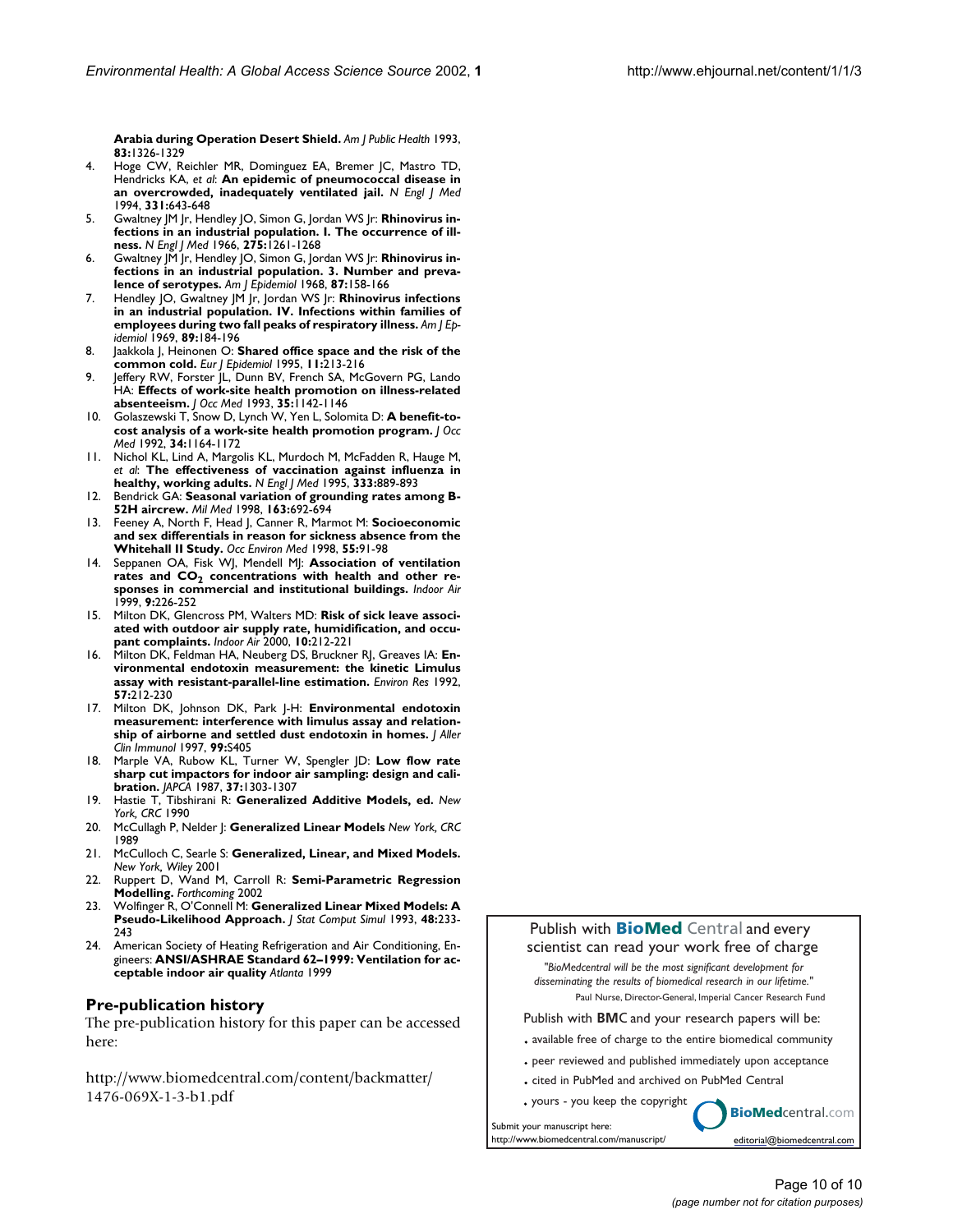**Arabia during Operation Desert Shield.** *Am J Public Health* 1993, **83:**1326-1329

4. Hoge CW, Reichler MR, Dominguez EA, Bremer JC, Mastro TD, Hendricks KA, *et al*: **An epidemic of pneumococcal disease in an overcrowded, inadequately ventilated jail.** *N Engl J Med* 1994, **331:**643-648
5. Gwaltney JM Jr, Hendley JO, Simon G, Jordan WS Jr: **Rhinovirus infections in an industrial population. I. The occurrence of illness.** *N Engl J Med* 1966, **275:**1261-1268
6. Gwaltney JM Jr, Hendley JO, Simon G, Jordan WS Jr: **Rhinovirus infections in an industrial population. 3. Number and prevalence of serotypes.** *Am J Epidemiol* 1968, **87:**158-166
7. Hendley JO, Gwaltney JM Jr, Jordan WS Jr: **Rhinovirus infections in an industrial population. IV. Infections within families of employees during two fall peaks of respiratory illness.** *Am J Epidemiol* 1969, **89:**184-196
8. Jaakkola J, Heinonen O: **Shared office space and the risk of the common cold.** *Eur J Epidemiol* 1995, **11:**213-216
9. Jeffery RW, Forster JL, Dunn BV, French SA, McGovern PG, Lando HA: **Effects of work-site health promotion on illness-related absenteeism.** *J Occ Med* 1993, **35:**1142-1146
10. Golaszewski T, Snow D, Lynch W, Yen L, Solomita D: **A benefit-to-cost analysis of a work-site health promotion program.** *J Occ Med* 1992, **34:**1164-1172
11. Nichol KL, Lind A, Margolis KL, Murdoch M, McFadden R, Hauge M, *et al*: **The effectiveness of vaccination against influenza in healthy, working adults.** *N Engl J Med* 1995, **333:**889-893
12. Bendrick GA: **Seasonal variation of grounding rates among B-52H aircrew.** *Mil Med* 1998, **163:**692-694
13. Feeney A, North F, Head J, Canner R, Marmot M: **Socioeconomic and sex differentials in reason for sickness absence from the Whitehall II Study.** *Occ Environ Med* 1998, **55:**91-98
14. Seppanen OA, Fisk WJ, Mendell MJ: **Association of ventilation rates and $CO_2$ concentrations with health and other responses in commercial and institutional buildings.** *Indoor Air* 1999, **9:**226-252
15. Milton DK, Glencross PM, Walters MD: **Risk of sick leave associated with outdoor air supply rate, humidification, and occupant complaints.** *Indoor Air* 2000, **10:**212-221
16. Milton DK, Feldman HA, Neuberg DS, Bruckner RJ, Greaves IA: **Environmental endotoxin measurement: the kinetic Limulus assay with resistant-parallel-line estimation.** *Environ Res* 1992, **57:**212-230
17. Milton DK, Johnson DK, Park J-H: **Environmental endotoxin measurement: interference with limulus assay and relationship of airborne and settled dust endotoxin in homes.** *J Aller Clin Immunol* 1997, **99:**S405
18. Marple VA, Rubow KL, Turner W, Spengler JD: **Low flow rate sharp cut impactors for indoor air sampling: design and calibration.** *JAPCA* 1987, **37:**1303-1307
19. Hastie T, Tibshirani R: **Generalized Additive Models, ed.** *New York, CRC* 1990
20. McCullagh P, Nelder J: **Generalized Linear Models** *New York, CRC* 1989
21. McCulloch C, Searle S: **Generalized, Linear, and Mixed Models.** *New York, Wiley* 2001
22. Ruppert D, Wand M, Carroll R: **Semi-Parametric Regression Modelling.** *Forthcoming* 2002
23. Wolfinger R, O'Connell M: **Generalized Linear Mixed Models: A Pseudo-Likelihood Approach.** *J Stat Comput Simul* 1993, **48:**233-243
24. American Society of Heating Refrigeration and Air Conditioning, Engineers: **ANSI/ASHRAE Standard 62–1999: Ventilation for acceptable indoor air quality** *Atlanta* 1999

## Pre-publication history

The pre-publication history for this paper can be accessed here:

http://www.biomedcentral.com/content/backmatter/1476-069X-1-3-b1.pdf

Publish with **BioMed** Central and every scientist can read your work free of charge

*"BioMedcentral will be the most significant development for disseminating the results of biomedical research in our lifetime."*

Paul Nurse, Director-General, Imperial Cancer Research Fund

Publish with **BMC** and your research papers will be:

- available free of charge to the entire biomedical community
- peer reviewed and published immediately upon acceptance
- cited in PubMed and archived on PubMed Central
- yours - you keep the copyright

**BioMed**central.com

Submit your manuscript here:
http://www.biomedcentral.com/manuscript/

editorial@biomedcentral.com